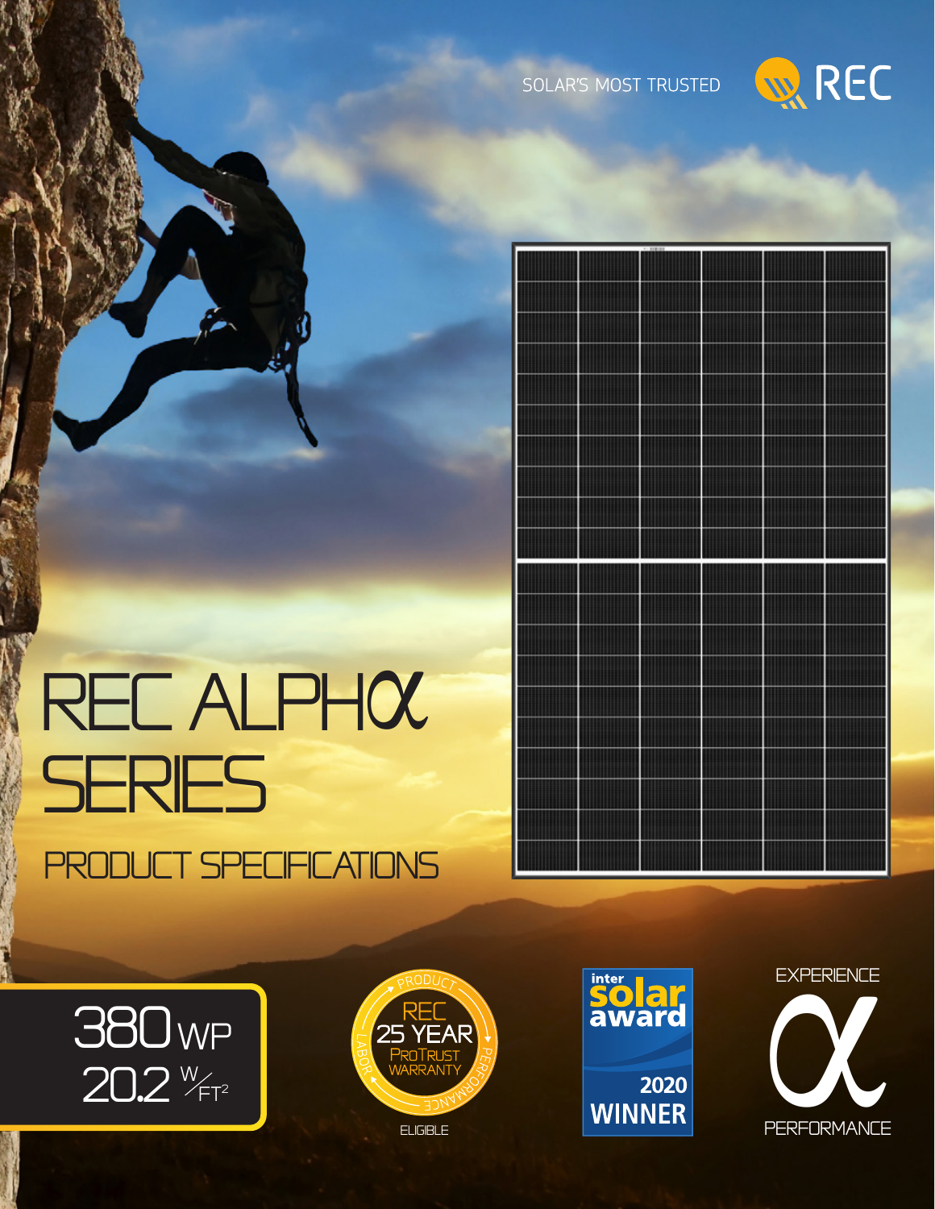SOLAR'S MOST TRUSTED

REC

# REC ALPHα SERIES

## PRODUCT SPECIFICATIONS

380 WP

20.2 W/FT²

REC 25 YEAR PROTRUST WARRANTY

PRODUCT · PERFORMANCE · LABOR

ELIGIBLE

inter solar award 2020 WINNER

EXPERIENCE α PERFORMANCE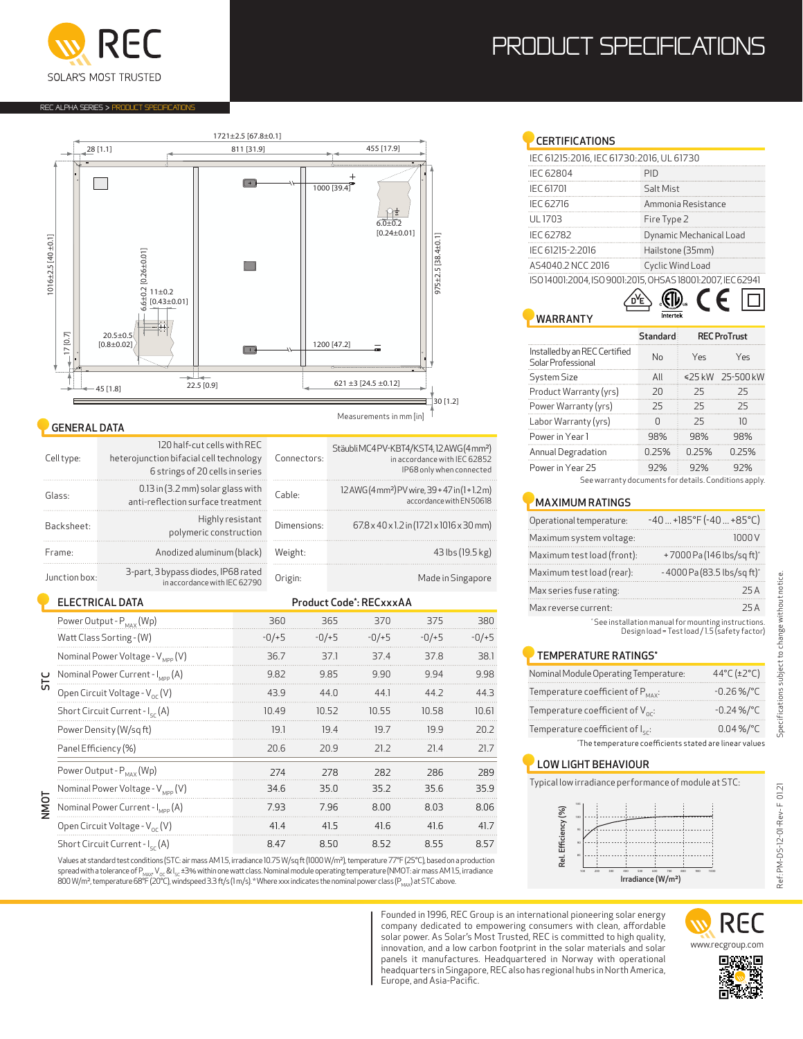# PRODUCT SPECIFICATIONS

REC SOLAR'S MOST TRUSTED

REC ALPHA SERIES > PRODUCT SPECIFICATIONS

1721±2.5 [67.8±0.1]
28 [1.1]
811 [31.9]
455 [17.9]
1000 [39.4]
6.0±0.2 [0.24±0.01]
1016±2.5 [40 ±0.1]
6.6±0.2 [0.26±0.01]
11±0.2 [0.43±0.01]
975±2.5 [38.4±0.1]
20.5±0.5 [0.8±0.02]
17 [0.7]
1200 [47.2]
45 [1.8]
22.5 [0.9]
621 ±3 [24.5 ±0.12]
30 [1.2]
Measurements in mm [in]

## GENERAL DATA

| | | | |
|---|---|---|---|
| Cell type: | 120 half-cut cells with REC heterojunction bifacial cell technology 6 strings of 20 cells in series | Connectors: | Stäubli MC4 PV-KBT4/KST4, 12 AWG (4 mm²) in accordance with IEC 62852 IP68 only when connected |
| Glass: | 0.13 in (3.2 mm) solar glass with anti-reflection surface treatment | Cable: | 12 AWG (4 mm²) PV wire, 39+47 in (1+1.2 m) accordance with EN 50618 |
| Backsheet: | Highly resistant polymeric construction | Dimensions: | 67.8 x 40 x 1.2 in (1721 x 1016 x 30 mm) |
| Frame: | Anodized aluminum (black) | Weight: | 43 lbs (19.5 kg) |
| Junction box: | 3-part, 3 bypass diodes, IP68 rated in accordance with IEC 62790 | Origin: | Made in Singapore |

## ELECTRICAL DATA

Product Code*: RECxxxAA

| | | | | | | |
|---|---|---|---|---|---|---|
| STC | Power Output - $P_{MAX}$ (Wp) | 360 | 365 | 370 | 375 | 380 |
| | Watt Class Sorting - (W) | -0/+5 | -0/+5 | -0/+5 | -0/+5 | -0/+5 |
| | Nominal Power Voltage - $V_{MPP}$ (V) | 36.7 | 37.1 | 37.4 | 37.8 | 38.1 |
| | Nominal Power Current - $I_{MPP}$ (A) | 9.82 | 9.85 | 9.90 | 9.94 | 9.98 |
| | Open Circuit Voltage - $V_{OC}$ (V) | 43.9 | 44.0 | 44.1 | 44.2 | 44.3 |
| | Short Circuit Current - $I_{SC}$ (A) | 10.49 | 10.52 | 10.55 | 10.58 | 10.61 |
| | Power Density (W/sq ft) | 19.1 | 19.4 | 19.7 | 19.9 | 20.2 |
| | Panel Efficiency (%) | 20.6 | 20.9 | 21.2 | 21.4 | 21.7 |
| NMOT | Power Output - $P_{MAX}$ (Wp) | 274 | 278 | 282 | 286 | 289 |
| | Nominal Power Voltage - $V_{MPP}$ (V) | 34.6 | 35.0 | 35.2 | 35.6 | 35.9 |
| | Nominal Power Current - $I_{MPP}$ (A) | 7.93 | 7.96 | 8.00 | 8.03 | 8.06 |
| | Open Circuit Voltage - $V_{OC}$ (V) | 41.4 | 41.5 | 41.6 | 41.6 | 41.7 |
| | Short Circuit Current - $I_{SC}$ (A) | 8.47 | 8.50 | 8.52 | 8.55 | 8.57 |

Values at standard test conditions (STC: air mass AM 1.5, irradiance 10.75 W/sq ft (1000 W/m²), temperature 77°F (25°C), based on a production spread with a tolerance of $P_{MAX}$, $V_{OC}$ & $I_{SC}$ ±3% within one watt class. Nominal module operating temperature (NMOT: air mass AM 1.5, irradiance 800 W/m², temperature 68°F (20°C), windspeed 3.3 ft/s (1 m/s). * Where xxx indicates the nominal power class ($P_{MAX}$) at STC above.

## CERTIFICATIONS

| | |
|---|---|
| IEC 61215:2016, IEC 61730:2016, UL 61730 | |
| IEC 62804 | PID |
| IEC 61701 | Salt Mist |
| IEC 62716 | Ammonia Resistance |
| UL 1703 | Fire Type 2 |
| IEC 62782 | Dynamic Mechanical Load |
| IEC 61215-2:2016 | Hailstone (35mm) |
| AS4040.2 NCC 2016 | Cyclic Wind Load |
| ISO 14001:2004, ISO 9001:2015, OHSAS 18001:2007, IEC 62941 | |

## WARRANTY

| | Standard | REC ProTrust | |
|---|---|---|---|
| Installed by an REC Certified Solar Professional | No | Yes | Yes |
| System Size | All | ≤25 kW | 25-500 kW |
| Product Warranty (yrs) | 20 | 25 | 25 |
| Power Warranty (yrs) | 25 | 25 | 25 |
| Labor Warranty (yrs) | 0 | 25 | 10 |
| Power in Year 1 | 98% | 98% | 98% |
| Annual Degradation | 0.25% | 0.25% | 0.25% |
| Power in Year 25 | 92% | 92% | 92% |

See warranty documents for details. Conditions apply.

## MAXIMUM RATINGS

| | |
|---|---|
| Operational temperature: | -40 ... +185°F (-40 ... +85°C) |
| Maximum system voltage: | 1000 V |
| Maximum test load (front): | + 7000 Pa (146 lbs/sq ft)* |
| Maximum test load (rear): | - 4000 Pa (83.5 lbs/sq ft)* |
| Max series fuse rating: | 25 A |
| Max reverse current: | 25 A |

* See installation manual for mounting instructions. Design load = Test load / 1.5 (safety factor)

## TEMPERATURE RATINGS*

| | |
|---|---|
| Nominal Module Operating Temperature: | 44°C (±2°C) |
| Temperature coefficient of $P_{MAX}$: | -0.26 %/°C |
| Temperature coefficient of $V_{OC}$: | -0.24 %/°C |
| Temperature coefficient of $I_{SC}$: | 0.04 %/°C |

*The temperature coefficients stated are linear values

## LOW LIGHT BEHAVIOUR

Typical low irradiance performance of module at STC:

Rel. Efficiency (%)
Irradiance (W/m²)

Specifications subject to change without notice.

Ref: PM-DS-12-01-Rev- F 01.21

Founded in 1996, REC Group is an international pioneering solar energy company dedicated to empowering consumers with clean, affordable solar power. As Solar's Most Trusted, REC is committed to high quality, innovation, and a low carbon footprint in the solar materials and solar panels it manufactures. Headquartered in Norway with operational headquarters in Singapore, REC also has regional hubs in North America, Europe, and Asia-Pacific.

REC
www.recgroup.com